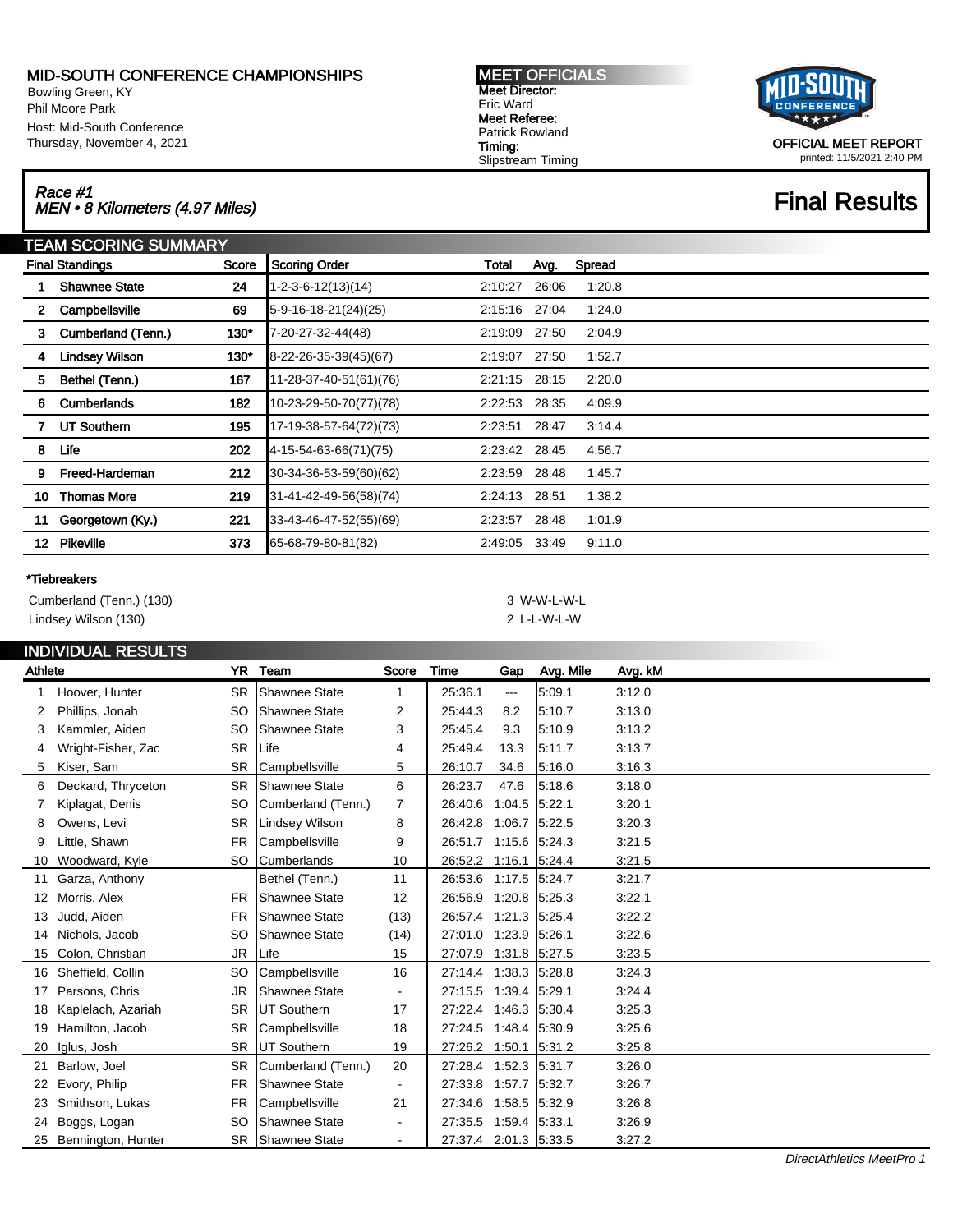# MID-SOUTH CONFERENCE CHAMPIONSHIPS

Bowling Green, KY
Phil Moore Park
Host: Mid-South Conference
Thursday, November 4, 2021

**MEET OFFICIALS**
**Meet Director:** Eric Ward
**Meet Referee:** Patrick Rowland
**Timing:** Slipstream Timing

OFFICIAL MEET REPORT
printed: 11/5/2021 2:40 PM

## *Race #1*
## *MEN • 8 Kilometers (4.97 Miles)*

## Final Results

### TEAM SCORING SUMMARY

| Final Standings | | Score | Scoring Order | Total | Avg. | Spread |
|---|---|---|---|---|---|---|
| 1 | Shawnee State | 24 | 1-2-3-6-12(13)(14) | 2:10:27 | 26:06 | 1:20.8 |
| 2 | Campbellsville | 69 | 5-9-16-18-21(24)(25) | 2:15:16 | 27:04 | 1:24.0 |
| 3 | Cumberland (Tenn.) | 130* | 7-20-27-32-44(48) | 2:19:09 | 27:50 | 2:04.9 |
| 4 | Lindsey Wilson | 130* | 8-22-26-35-39(45)(67) | 2:19:07 | 27:50 | 1:52.7 |
| 5 | Bethel (Tenn.) | 167 | 11-28-37-40-51(61)(76) | 2:21:15 | 28:15 | 2:20.0 |
| 6 | Cumberlands | 182 | 10-23-29-50-70(77)(78) | 2:22:53 | 28:35 | 4:09.9 |
| 7 | UT Southern | 195 | 17-19-38-57-64(72)(73) | 2:23:51 | 28:47 | 3:14.4 |
| 8 | Life | 202 | 4-15-54-63-66(71)(75) | 2:23:42 | 28:45 | 4:56.7 |
| 9 | Freed-Hardeman | 212 | 30-34-36-53-59(60)(62) | 2:23:59 | 28:48 | 1:45.7 |
| 10 | Thomas More | 219 | 31-41-42-49-56(58)(74) | 2:24:13 | 28:51 | 1:38.2 |
| 11 | Georgetown (Ky.) | 221 | 33-43-46-47-52(55)(69) | 2:23:57 | 28:48 | 1:01.9 |
| 12 | Pikeville | 373 | 65-68-79-80-81(82) | 2:49:05 | 33:49 | 9:11.0 |

**\*Tiebreakers**

| | |
|---|---|
| Cumberland (Tenn.) (130) | 3 W-W-L-W-L |
| Lindsey Wilson (130) | 2 L-L-W-L-W |

### INDIVIDUAL RESULTS

| | Athlete | YR | Team | Score | Time | Gap | Avg. Mile | Avg. kM |
|---|---|---|---|---|---|---|---|---|
| 1 | Hoover, Hunter | SR | Shawnee State | 1 | 25:36.1 | --- | 5:09.1 | 3:12.0 |
| 2 | Phillips, Jonah | SO | Shawnee State | 2 | 25:44.3 | 8.2 | 5:10.7 | 3:13.0 |
| 3 | Kammler, Aiden | SO | Shawnee State | 3 | 25:45.4 | 9.3 | 5:10.9 | 3:13.2 |
| 4 | Wright-Fisher, Zac | SR | Life | 4 | 25:49.4 | 13.3 | 5:11.7 | 3:13.7 |
| 5 | Kiser, Sam | SR | Campbellsville | 5 | 26:10.7 | 34.6 | 5:16.0 | 3:16.3 |
| 6 | Deckard, Thryceton | SR | Shawnee State | 6 | 26:23.7 | 47.6 | 5:18.6 | 3:18.0 |
| 7 | Kiplagat, Denis | SO | Cumberland (Tenn.) | 7 | 26:40.6 | 1:04.5 | 5:22.1 | 3:20.1 |
| 8 | Owens, Levi | SR | Lindsey Wilson | 8 | 26:42.8 | 1:06.7 | 5:22.5 | 3:20.3 |
| 9 | Little, Shawn | FR | Campbellsville | 9 | 26:51.7 | 1:15.6 | 5:24.3 | 3:21.5 |
| 10 | Woodward, Kyle | SO | Cumberlands | 10 | 26:52.2 | 1:16.1 | 5:24.4 | 3:21.5 |
| 11 | Garza, Anthony | | Bethel (Tenn.) | 11 | 26:53.6 | 1:17.5 | 5:24.7 | 3:21.7 |
| 12 | Morris, Alex | FR | Shawnee State | 12 | 26:56.9 | 1:20.8 | 5:25.3 | 3:22.1 |
| 13 | Judd, Aiden | FR | Shawnee State | (13) | 26:57.4 | 1:21.3 | 5:25.4 | 3:22.2 |
| 14 | Nichols, Jacob | SO | Shawnee State | (14) | 27:01.0 | 1:23.9 | 5:26.1 | 3:22.6 |
| 15 | Colon, Christian | JR | Life | 15 | 27:07.9 | 1:31.8 | 5:27.5 | 3:23.5 |
| 16 | Sheffield, Collin | SO | Campbellsville | 16 | 27:14.4 | 1:38.3 | 5:28.8 | 3:24.3 |
| 17 | Parsons, Chris | JR | Shawnee State | - | 27:15.5 | 1:39.4 | 5:29.1 | 3:24.4 |
| 18 | Kaplelach, Azariah | SR | UT Southern | 17 | 27:22.4 | 1:46.3 | 5:30.4 | 3:25.3 |
| 19 | Hamilton, Jacob | SR | Campbellsville | 18 | 27:24.5 | 1:48.4 | 5:30.9 | 3:25.6 |
| 20 | Iglus, Josh | SR | UT Southern | 19 | 27:26.2 | 1:50.1 | 5:31.2 | 3:25.8 |
| 21 | Barlow, Joel | SR | Cumberland (Tenn.) | 20 | 27:28.4 | 1:52.3 | 5:31.7 | 3:26.0 |
| 22 | Evory, Philip | FR | Shawnee State | - | 27:33.8 | 1:57.7 | 5:32.7 | 3:26.7 |
| 23 | Smithson, Lukas | FR | Campbellsville | 21 | 27:34.6 | 1:58.5 | 5:32.9 | 3:26.8 |
| 24 | Boggs, Logan | SO | Shawnee State | - | 27:35.5 | 1:59.4 | 5:33.1 | 3:26.9 |
| 25 | Bennington, Hunter | SR | Shawnee State | - | 27:37.4 | 2:01.3 | 5:33.5 | 3:27.2 |

*DirectAthletics MeetPro 1*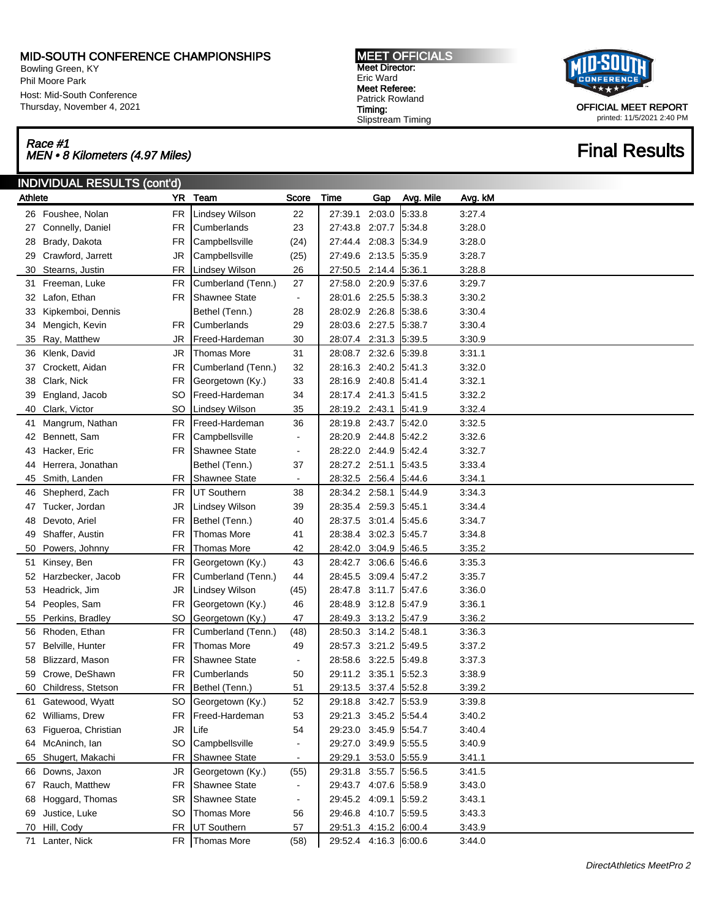MID-SOUTH CONFERENCE CHAMPIONSHIPS
Bowling Green, KY
Phil Moore Park
Host: Mid-South Conference
Thursday, November 4, 2021

**MEET OFFICIALS**
**Meet Director:**
Eric Ward
**Meet Referee:**
Patrick Rowland
**Timing:**
Slipstream Timing

OFFICIAL MEET REPORT
printed: 11/5/2021 2:40 PM

## *Race #1*
## *MEN • 8 Kilometers (4.97 Miles)*

# Final Results

### INDIVIDUAL RESULTS (cont'd)

| | Athlete | YR | Team | Score | Time | Gap | Avg. Mile | Avg. kM |
|---|---|---|---|---|---|---|---|---|
| 26 | Foushee, Nolan | FR | Lindsey Wilson | 22 | 27:39.1 | 2:03.0 | 5:33.8 | 3:27.4 |
| 27 | Connelly, Daniel | FR | Cumberlands | 23 | 27:43.8 | 2:07.7 | 5:34.8 | 3:28.0 |
| 28 | Brady, Dakota | FR | Campbellsville | (24) | 27:44.4 | 2:08.3 | 5:34.9 | 3:28.0 |
| 29 | Crawford, Jarrett | JR | Campbellsville | (25) | 27:49.6 | 2:13.5 | 5:35.9 | 3:28.7 |
| 30 | Stearns, Justin | FR | Lindsey Wilson | 26 | 27:50.5 | 2:14.4 | 5:36.1 | 3:28.8 |
| 31 | Freeman, Luke | FR | Cumberland (Tenn.) | 27 | 27:58.0 | 2:20.9 | 5:37.6 | 3:29.7 |
| 32 | Lafon, Ethan | FR | Shawnee State | - | 28:01.6 | 2:25.5 | 5:38.3 | 3:30.2 |
| 33 | Kipkemboi, Dennis | | Bethel (Tenn.) | 28 | 28:02.9 | 2:26.8 | 5:38.6 | 3:30.4 |
| 34 | Mengich, Kevin | FR | Cumberlands | 29 | 28:03.6 | 2:27.5 | 5:38.7 | 3:30.4 |
| 35 | Ray, Matthew | JR | Freed-Hardeman | 30 | 28:07.4 | 2:31.3 | 5:39.5 | 3:30.9 |
| 36 | Klenk, David | JR | Thomas More | 31 | 28:08.7 | 2:32.6 | 5:39.8 | 3:31.1 |
| 37 | Crockett, Aidan | FR | Cumberland (Tenn.) | 32 | 28:16.3 | 2:40.2 | 5:41.3 | 3:32.0 |
| 38 | Clark, Nick | FR | Georgetown (Ky.) | 33 | 28:16.9 | 2:40.8 | 5:41.4 | 3:32.1 |
| 39 | England, Jacob | SO | Freed-Hardeman | 34 | 28:17.4 | 2:41.3 | 5:41.5 | 3:32.2 |
| 40 | Clark, Victor | SO | Lindsey Wilson | 35 | 28:19.2 | 2:43.1 | 5:41.9 | 3:32.4 |
| 41 | Mangrum, Nathan | FR | Freed-Hardeman | 36 | 28:19.8 | 2:43.7 | 5:42.0 | 3:32.5 |
| 42 | Bennett, Sam | FR | Campbellsville | - | 28:20.9 | 2:44.8 | 5:42.2 | 3:32.6 |
| 43 | Hacker, Eric | FR | Shawnee State | - | 28:22.0 | 2:44.9 | 5:42.4 | 3:32.7 |
| 44 | Herrera, Jonathan | | Bethel (Tenn.) | 37 | 28:27.2 | 2:51.1 | 5:43.5 | 3:33.4 |
| 45 | Smith, Landen | FR | Shawnee State | - | 28:32.5 | 2:56.4 | 5:44.6 | 3:34.1 |
| 46 | Shepherd, Zach | FR | UT Southern | 38 | 28:34.2 | 2:58.1 | 5:44.9 | 3:34.3 |
| 47 | Tucker, Jordan | JR | Lindsey Wilson | 39 | 28:35.4 | 2:59.3 | 5:45.1 | 3:34.4 |
| 48 | Devoto, Ariel | FR | Bethel (Tenn.) | 40 | 28:37.5 | 3:01.4 | 5:45.6 | 3:34.7 |
| 49 | Shaffer, Austin | FR | Thomas More | 41 | 28:38.4 | 3:02.3 | 5:45.7 | 3:34.8 |
| 50 | Powers, Johnny | FR | Thomas More | 42 | 28:42.0 | 3:04.9 | 5:46.5 | 3:35.2 |
| 51 | Kinsey, Ben | FR | Georgetown (Ky.) | 43 | 28:42.7 | 3:06.6 | 5:46.6 | 3:35.3 |
| 52 | Harzbecker, Jacob | FR | Cumberland (Tenn.) | 44 | 28:45.5 | 3:09.4 | 5:47.2 | 3:35.7 |
| 53 | Headrick, Jim | JR | Lindsey Wilson | (45) | 28:47.8 | 3:11.7 | 5:47.6 | 3:36.0 |
| 54 | Peoples, Sam | FR | Georgetown (Ky.) | 46 | 28:48.9 | 3:12.8 | 5:47.9 | 3:36.1 |
| 55 | Perkins, Bradley | SO | Georgetown (Ky.) | 47 | 28:49.3 | 3:13.2 | 5:47.9 | 3:36.2 |
| 56 | Rhoden, Ethan | FR | Cumberland (Tenn.) | (48) | 28:50.3 | 3:14.2 | 5:48.1 | 3:36.3 |
| 57 | Belville, Hunter | FR | Thomas More | 49 | 28:57.3 | 3:21.2 | 5:49.5 | 3:37.2 |
| 58 | Blizzard, Mason | FR | Shawnee State | - | 28:58.6 | 3:22.5 | 5:49.8 | 3:37.3 |
| 59 | Crowe, DeShawn | FR | Cumberlands | 50 | 29:11.2 | 3:35.1 | 5:52.3 | 3:38.9 |
| 60 | Childress, Stetson | FR | Bethel (Tenn.) | 51 | 29:13.5 | 3:37.4 | 5:52.8 | 3:39.2 |
| 61 | Gatewood, Wyatt | SO | Georgetown (Ky.) | 52 | 29:18.8 | 3:42.7 | 5:53.9 | 3:39.8 |
| 62 | Williams, Drew | FR | Freed-Hardeman | 53 | 29:21.3 | 3:45.2 | 5:54.4 | 3:40.2 |
| 63 | Figueroa, Christian | JR | Life | 54 | 29:23.0 | 3:45.9 | 5:54.7 | 3:40.4 |
| 64 | McAninch, Ian | SO | Campbellsville | - | 29:27.0 | 3:49.9 | 5:55.5 | 3:40.9 |
| 65 | Shugert, Makachi | FR | Shawnee State | - | 29:29.1 | 3:53.0 | 5:55.9 | 3:41.1 |
| 66 | Downs, Jaxon | JR | Georgetown (Ky.) | (55) | 29:31.8 | 3:55.7 | 5:56.5 | 3:41.5 |
| 67 | Rauch, Matthew | FR | Shawnee State | - | 29:43.7 | 4:07.6 | 5:58.9 | 3:43.0 |
| 68 | Hoggard, Thomas | SR | Shawnee State | - | 29:45.2 | 4:09.1 | 5:59.2 | 3:43.1 |
| 69 | Justice, Luke | SO | Thomas More | 56 | 29:46.8 | 4:10.7 | 5:59.5 | 3:43.3 |
| 70 | Hill, Cody | FR | UT Southern | 57 | 29:51.3 | 4:15.2 | 6:00.4 | 3:43.9 |
| 71 | Lanter, Nick | FR | Thomas More | (58) | 29:52.4 | 4:16.3 | 6:00.6 | 3:44.0 |

*DirectAthletics MeetPro 2*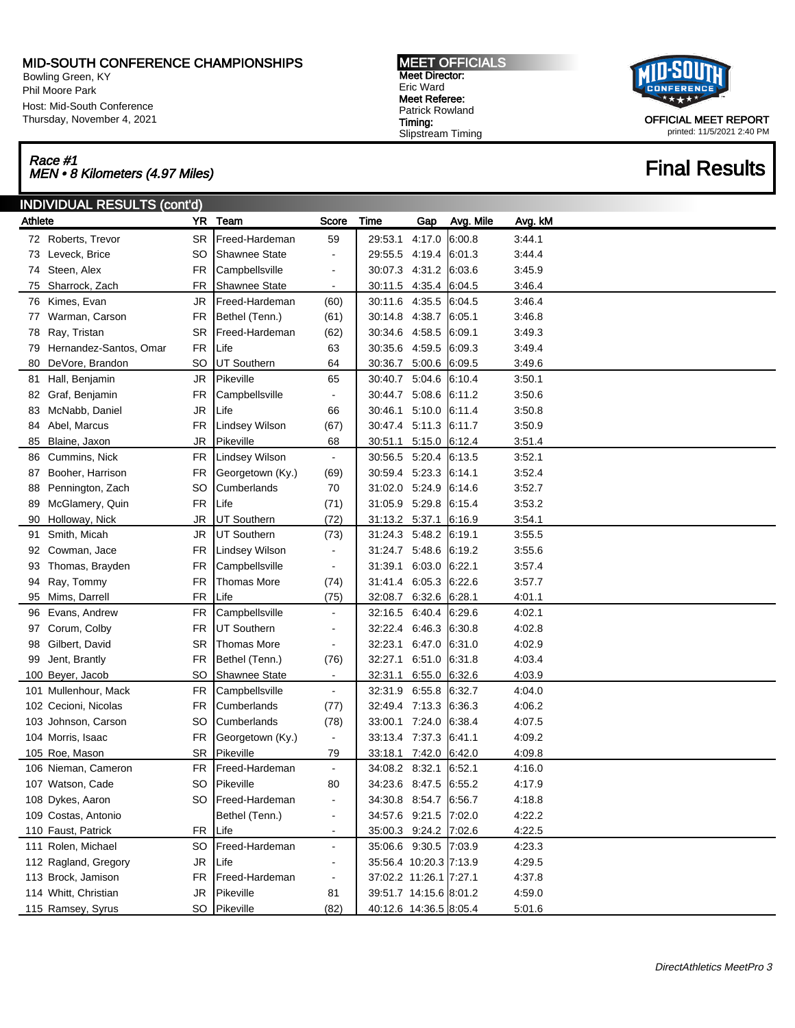## MID-SOUTH CONFERENCE CHAMPIONSHIPS

Bowling Green, KY
Phil Moore Park
Host: Mid-South Conference
Thursday, November 4, 2021

**MEET OFFICIALS**
**Meet Director:**
Eric Ward
**Meet Referee:**
Patrick Rowland
**Timing:**
Slipstream Timing

OFFICIAL MEET REPORT
printed: 11/5/2021 2:40 PM

*Race #1*
*MEN • 8 Kilometers (4.97 Miles)*

# Final Results

## INDIVIDUAL RESULTS (cont'd)

| Athlete | YR | Team | Score | Time | Gap | Avg. Mile | Avg. kM |
|---|---|---|---|---|---|---|---|
| 72 Roberts, Trevor | SR | Freed-Hardeman | 59 | 29:53.1 | 4:17.0 | 6:00.8 | 3:44.1 |
| 73 Leveck, Brice | SO | Shawnee State | - | 29:55.5 | 4:19.4 | 6:01.3 | 3:44.4 |
| 74 Steen, Alex | FR | Campbellsville | - | 30:07.3 | 4:31.2 | 6:03.6 | 3:45.9 |
| 75 Sharrock, Zach | FR | Shawnee State | - | 30:11.5 | 4:35.4 | 6:04.5 | 3:46.4 |
| 76 Kimes, Evan | JR | Freed-Hardeman | (60) | 30:11.6 | 4:35.5 | 6:04.5 | 3:46.4 |
| 77 Warman, Carson | FR | Bethel (Tenn.) | (61) | 30:14.8 | 4:38.7 | 6:05.1 | 3:46.8 |
| 78 Ray, Tristan | SR | Freed-Hardeman | (62) | 30:34.6 | 4:58.5 | 6:09.1 | 3:49.3 |
| 79 Hernandez-Santos, Omar | FR | Life | 63 | 30:35.6 | 4:59.5 | 6:09.3 | 3:49.4 |
| 80 DeVore, Brandon | SO | UT Southern | 64 | 30:36.7 | 5:00.6 | 6:09.5 | 3:49.6 |
| 81 Hall, Benjamin | JR | Pikeville | 65 | 30:40.7 | 5:04.6 | 6:10.4 | 3:50.1 |
| 82 Graf, Benjamin | FR | Campbellsville | - | 30:44.7 | 5:08.6 | 6:11.2 | 3:50.6 |
| 83 McNabb, Daniel | JR | Life | 66 | 30:46.1 | 5:10.0 | 6:11.4 | 3:50.8 |
| 84 Abel, Marcus | FR | Lindsey Wilson | (67) | 30:47.4 | 5:11.3 | 6:11.7 | 3:50.9 |
| 85 Blaine, Jaxon | JR | Pikeville | 68 | 30:51.1 | 5:15.0 | 6:12.4 | 3:51.4 |
| 86 Cummins, Nick | FR | Lindsey Wilson | - | 30:56.5 | 5:20.4 | 6:13.5 | 3:52.1 |
| 87 Booher, Harrison | FR | Georgetown (Ky.) | (69) | 30:59.4 | 5:23.3 | 6:14.1 | 3:52.4 |
| 88 Pennington, Zach | SO | Cumberlands | 70 | 31:02.0 | 5:24.9 | 6:14.6 | 3:52.7 |
| 89 McGlamery, Quin | FR | Life | (71) | 31:05.9 | 5:29.8 | 6:15.4 | 3:53.2 |
| 90 Holloway, Nick | JR | UT Southern | (72) | 31:13.2 | 5:37.1 | 6:16.9 | 3:54.1 |
| 91 Smith, Micah | JR | UT Southern | (73) | 31:24.3 | 5:48.2 | 6:19.1 | 3:55.5 |
| 92 Cowman, Jace | FR | Lindsey Wilson | - | 31:24.7 | 5:48.6 | 6:19.2 | 3:55.6 |
| 93 Thomas, Brayden | FR | Campbellsville | - | 31:39.1 | 6:03.0 | 6:22.1 | 3:57.4 |
| 94 Ray, Tommy | FR | Thomas More | (74) | 31:41.4 | 6:05.3 | 6:22.6 | 3:57.7 |
| 95 Mims, Darrell | FR | Life | (75) | 32:08.7 | 6:32.6 | 6:28.1 | 4:01.1 |
| 96 Evans, Andrew | FR | Campbellsville | - | 32:16.5 | 6:40.4 | 6:29.6 | 4:02.1 |
| 97 Corum, Colby | FR | UT Southern | - | 32:22.4 | 6:46.3 | 6:30.8 | 4:02.8 |
| 98 Gilbert, David | SR | Thomas More | - | 32:23.1 | 6:47.0 | 6:31.0 | 4:02.9 |
| 99 Jent, Brantly | FR | Bethel (Tenn.) | (76) | 32:27.1 | 6:51.0 | 6:31.8 | 4:03.4 |
| 100 Beyer, Jacob | SO | Shawnee State | - | 32:31.1 | 6:55.0 | 6:32.6 | 4:03.9 |
| 101 Mullenhour, Mack | FR | Campbellsville | - | 32:31.9 | 6:55.8 | 6:32.7 | 4:04.0 |
| 102 Cecioni, Nicolas | FR | Cumberlands | (77) | 32:49.4 | 7:13.3 | 6:36.3 | 4:06.2 |
| 103 Johnson, Carson | SO | Cumberlands | (78) | 33:00.1 | 7:24.0 | 6:38.4 | 4:07.5 |
| 104 Morris, Isaac | FR | Georgetown (Ky.) | - | 33:13.4 | 7:37.3 | 6:41.1 | 4:09.2 |
| 105 Roe, Mason | SR | Pikeville | 79 | 33:18.1 | 7:42.0 | 6:42.0 | 4:09.8 |
| 106 Nieman, Cameron | FR | Freed-Hardeman | - | 34:08.2 | 8:32.1 | 6:52.1 | 4:16.0 |
| 107 Watson, Cade | SO | Pikeville | 80 | 34:23.6 | 8:47.5 | 6:55.2 | 4:17.9 |
| 108 Dykes, Aaron | SO | Freed-Hardeman | - | 34:30.8 | 8:54.7 | 6:56.7 | 4:18.8 |
| 109 Costas, Antonio | | Bethel (Tenn.) | - | 34:57.6 | 9:21.5 | 7:02.0 | 4:22.2 |
| 110 Faust, Patrick | FR | Life | - | 35:00.3 | 9:24.2 | 7:02.6 | 4:22.5 |
| 111 Rolen, Michael | SO | Freed-Hardeman | - | 35:06.6 | 9:30.5 | 7:03.9 | 4:23.3 |
| 112 Ragland, Gregory | JR | Life | - | 35:56.4 | 10:20.3 | 7:13.9 | 4:29.5 |
| 113 Brock, Jamison | FR | Freed-Hardeman | - | 37:02.2 | 11:26.1 | 7:27.1 | 4:37.8 |
| 114 Whitt, Christian | JR | Pikeville | 81 | 39:51.7 | 14:15.6 | 8:01.2 | 4:59.0 |
| 115 Ramsey, Syrus | SO | Pikeville | (82) | 40:12.6 | 14:36.5 | 8:05.4 | 5:01.6 |

*DirectAthletics MeetPro 3*